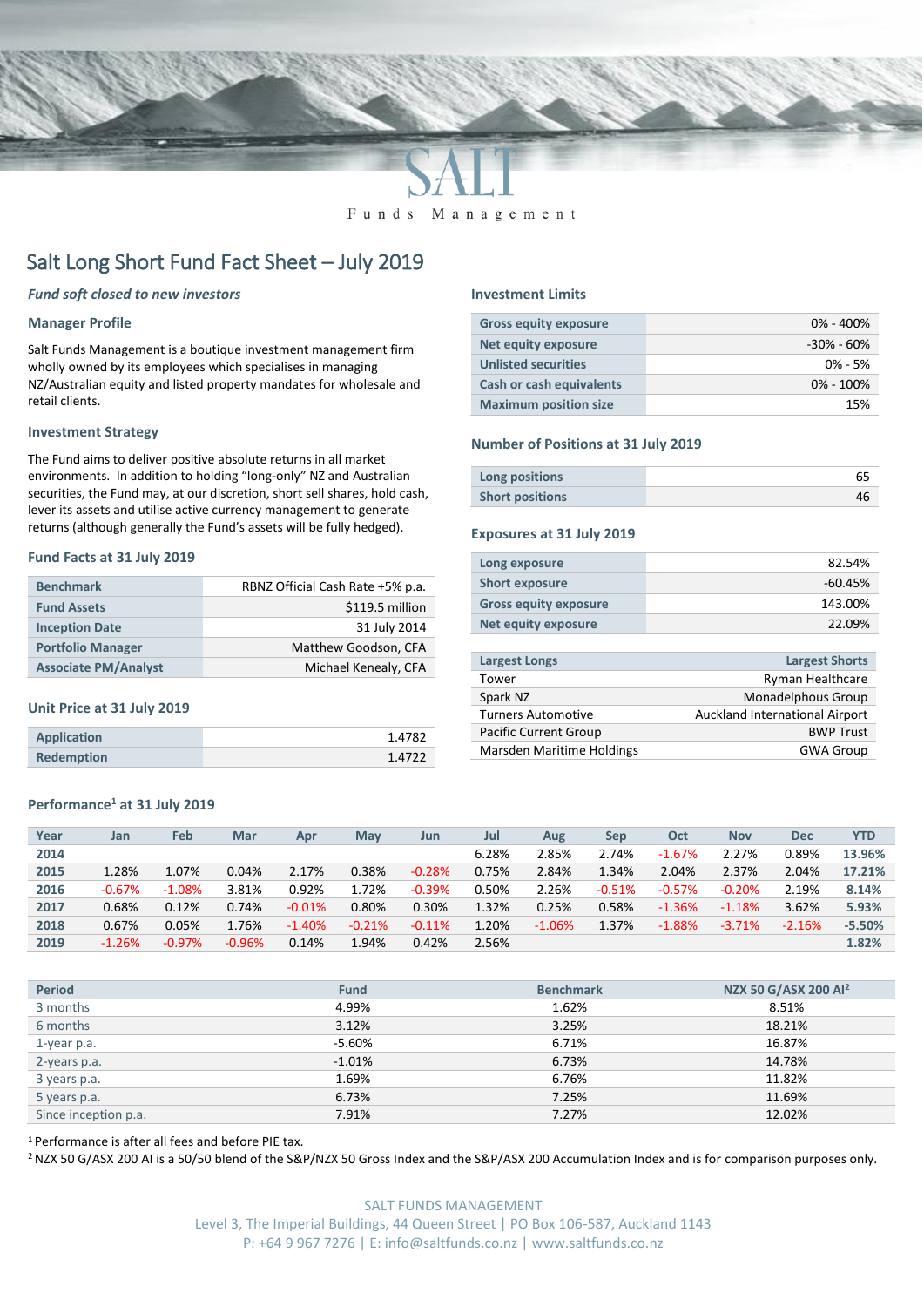SALT

Funds Management

# Salt Long Short Fund Fact Sheet – July 2019

***Fund soft closed to new investors***

## Manager Profile

Salt Funds Management is a boutique investment management firm wholly owned by its employees which specialises in managing NZ/Australian equity and listed property mandates for wholesale and retail clients.

## Investment Strategy

The Fund aims to deliver positive absolute returns in all market environments. In addition to holding "long-only" NZ and Australian securities, the Fund may, at our discretion, short sell shares, hold cash, lever its assets and utilise active currency management to generate returns (although generally the Fund's assets will be fully hedged).

## Fund Facts at 31 July 2019

| | |
|---|---|
| **Benchmark** | RBNZ Official Cash Rate +5% p.a. |
| **Fund Assets** | $119.5 million |
| **Inception Date** | 31 July 2014 |
| **Portfolio Manager** | Matthew Goodson, CFA |
| **Associate PM/Analyst** | Michael Kenealy, CFA |

## Unit Price at 31 July 2019

| | |
|---|---|
| **Application** | 1.4782 |
| **Redemption** | 1.4722 |

## Investment Limits

| | |
|---|---|
| **Gross equity exposure** | 0% - 400% |
| **Net equity exposure** | -30% - 60% |
| **Unlisted securities** | 0% - 5% |
| **Cash or cash equivalents** | 0% - 100% |
| **Maximum position size** | 15% |

## Number of Positions at 31 July 2019

| | |
|---|---|
| **Long positions** | 65 |
| **Short positions** | 46 |

## Exposures at 31 July 2019

| | |
|---|---|
| **Long exposure** | 82.54% |
| **Short exposure** | -60.45% |
| **Gross equity exposure** | 143.00% |
| **Net equity exposure** | 22.09% |

| Largest Longs | Largest Shorts |
|---|---|
| Tower | Ryman Healthcare |
| Spark NZ | Monadelphous Group |
| Turners Automotive | Auckland International Airport |
| Pacific Current Group | BWP Trust |
| Marsden Maritime Holdings | GWA Group |

## Performance[1] at 31 July 2019

| Year | Jan | Feb | Mar | Apr | May | Jun | Jul | Aug | Sep | Oct | Nov | Dec | YTD |
|---|---|---|---|---|---|---|---|---|---|---|---|---|---|
| **2014** | | | | | | | 6.28% | 2.85% | 2.74% | -1.67% | 2.27% | 0.89% | **13.96%** |
| **2015** | 1.28% | 1.07% | 0.04% | 2.17% | 0.38% | -0.28% | 0.75% | 2.84% | 1.34% | 2.04% | 2.37% | 2.04% | **17.21%** |
| **2016** | -0.67% | -1.08% | 3.81% | 0.92% | 1.72% | -0.39% | 0.50% | 2.26% | -0.51% | -0.57% | -0.20% | 2.19% | **8.14%** |
| **2017** | 0.68% | 0.12% | 0.74% | -0.01% | 0.80% | 0.30% | 1.32% | 0.25% | 0.58% | -1.36% | -1.18% | 3.62% | **5.93%** |
| **2018** | 0.67% | 0.05% | 1.76% | -1.40% | -0.21% | -0.11% | 1.20% | -1.06% | 1.37% | -1.88% | -3.71% | -2.16% | **-5.50%** |
| **2019** | -1.26% | -0.97% | -0.96% | 0.14% | 1.94% | 0.42% | 2.56% | | | | | | **1.82%** |

| Period | Fund | Benchmark | NZX 50 G/ASX 200 AI[2] |
|---|---|---|---|
| 3 months | 4.99% | 1.62% | 8.51% |
| 6 months | 3.12% | 3.25% | 18.21% |
| 1-year p.a. | -5.60% | 6.71% | 16.87% |
| 2-years p.a. | -1.01% | 6.73% | 14.78% |
| 3 years p.a. | 1.69% | 6.76% | 11.82% |
| 5 years p.a. | 6.73% | 7.25% | 11.69% |
| Since inception p.a. | 7.91% | 7.27% | 12.02% |

[1] Performance is after all fees and before PIE tax.

[2] NZX 50 G/ASX 200 AI is a 50/50 blend of the S&P/NZX 50 Gross Index and the S&P/ASX 200 Accumulation Index and is for comparison purposes only.

SALT FUNDS MANAGEMENT
Level 3, The Imperial Buildings, 44 Queen Street | PO Box 106-587, Auckland 1143
P: +64 9 967 7276 | E: info@saltfunds.co.nz | www.saltfunds.co.nz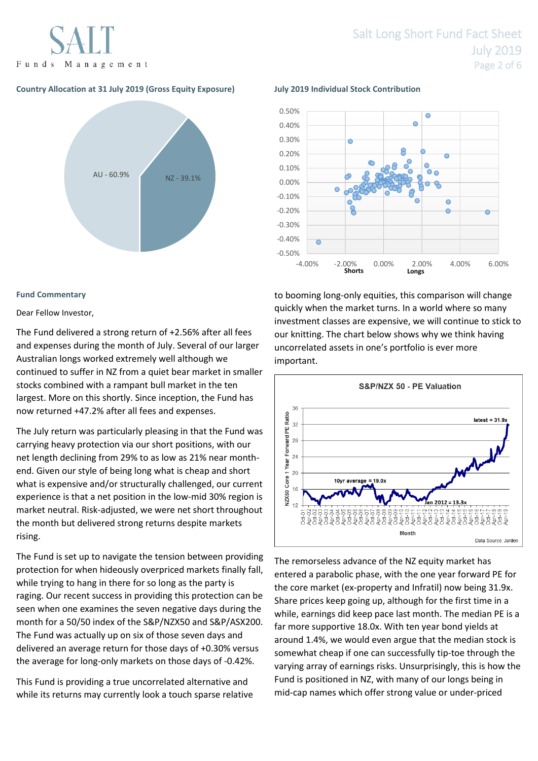### Country Allocation at 31 July 2019 (Gross Equity Exposure)

AU - 60.9%

NZ - 39.1%

### July 2019 Individual Stock Contribution

Shorts

Longs

### Fund Commentary

Dear Fellow Investor,

The Fund delivered a strong return of +2.56% after all fees and expenses during the month of July. Several of our larger Australian longs worked extremely well although we continued to suffer in NZ from a quiet bear market in smaller stocks combined with a rampant bull market in the ten largest. More on this shortly. Since inception, the Fund has now returned +47.2% after all fees and expenses.

The July return was particularly pleasing in that the Fund was carrying heavy protection via our short positions, with our net length declining from 29% to as low as 21% near month-end. Given our style of being long what is cheap and short what is expensive and/or structurally challenged, our current experience is that a net position in the low-mid 30% region is market neutral. Risk-adjusted, we were net short throughout the month but delivered strong returns despite markets rising.

The Fund is set up to navigate the tension between providing protection for when hideously overpriced markets finally fall, while trying to hang in there for so long as the party is raging. Our recent success in providing this protection can be seen when one examines the seven negative days during the month for a 50/50 index of the S&P/NZX50 and S&P/ASX200. The Fund was actually up on six of those seven days and delivered an average return for those days of +0.30% versus the average for long-only markets on those days of -0.42%.

This Fund is providing a true uncorrelated alternative and while its returns may currently look a touch sparse relative to booming long-only equities, this comparison will change quickly when the market turns. In a world where so many investment classes are expensive, we will continue to stick to our knitting. The chart below shows why we think having uncorrelated assets in one's portfolio is ever more important.

**S&P/NZX 50 - PE Valuation**

latest = 31.9x

10yr average = 19.0x

Jan 2012 = 13.3x

Data Source: Jarden

The remorseless advance of the NZ equity market has entered a parabolic phase, with the one year forward PE for the core market (ex-property and Infratil) now being 31.9x. Share prices keep going up, although for the first time in a while, earnings did keep pace last month. The median PE is a far more supportive 18.0x. With ten year bond yields at around 1.4%, we would even argue that the median stock is somewhat cheap if one can successfully tip-toe through the varying array of earnings risks. Unsurprisingly, this is how the Fund is positioned in NZ, with many of our longs being in mid-cap names which offer strong value or under-priced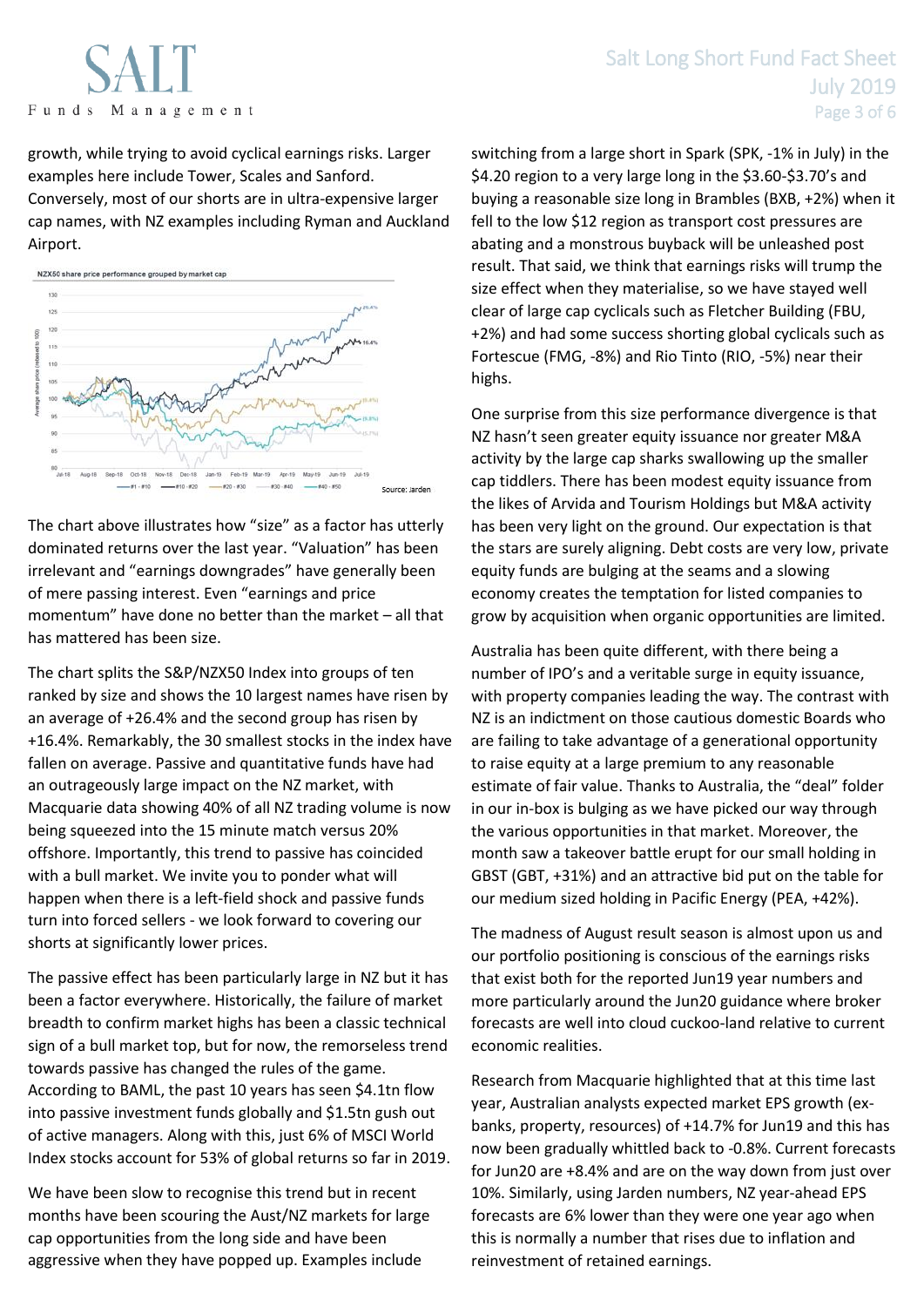growth, while trying to avoid cyclical earnings risks. Larger examples here include Tower, Scales and Sanford. Conversely, most of our shorts are in ultra-expensive larger cap names, with NZ examples including Ryman and Auckland Airport.

NZX50 share price performance grouped by market cap

Source: Jarden

The chart above illustrates how "size" as a factor has utterly dominated returns over the last year. "Valuation" has been irrelevant and "earnings downgrades" have generally been of mere passing interest. Even "earnings and price momentum" have done no better than the market – all that has mattered has been size.

The chart splits the S&P/NZX50 Index into groups of ten ranked by size and shows the 10 largest names have risen by an average of +26.4% and the second group has risen by +16.4%. Remarkably, the 30 smallest stocks in the index have fallen on average. Passive and quantitative funds have had an outrageously large impact on the NZ market, with Macquarie data showing 40% of all NZ trading volume is now being squeezed into the 15 minute match versus 20% offshore. Importantly, this trend to passive has coincided with a bull market. We invite you to ponder what will happen when there is a left-field shock and passive funds turn into forced sellers - we look forward to covering our shorts at significantly lower prices.

The passive effect has been particularly large in NZ but it has been a factor everywhere. Historically, the failure of market breadth to confirm market highs has been a classic technical sign of a bull market top, but for now, the remorseless trend towards passive has changed the rules of the game. According to BAML, the past 10 years has seen $4.1tn flow into passive investment funds globally and $1.5tn gush out of active managers. Along with this, just 6% of MSCI World Index stocks account for 53% of global returns so far in 2019.

We have been slow to recognise this trend but in recent months have been scouring the Aust/NZ markets for large cap opportunities from the long side and have been aggressive when they have popped up. Examples include switching from a large short in Spark (SPK, -1% in July) in the $4.20 region to a very large long in the $3.60-$3.70's and buying a reasonable size long in Brambles (BXB, +2%) when it fell to the low $12 region as transport cost pressures are abating and a monstrous buyback will be unleashed post result. That said, we think that earnings risks will trump the size effect when they materialise, so we have stayed well clear of large cap cyclicals such as Fletcher Building (FBU, +2%) and had some success shorting global cyclicals such as Fortescue (FMG, -8%) and Rio Tinto (RIO, -5%) near their highs.

One surprise from this size performance divergence is that NZ hasn't seen greater equity issuance nor greater M&A activity by the large cap sharks swallowing up the smaller cap tiddlers. There has been modest equity issuance from the likes of Arvida and Tourism Holdings but M&A activity has been very light on the ground. Our expectation is that the stars are surely aligning. Debt costs are very low, private equity funds are bulging at the seams and a slowing economy creates the temptation for listed companies to grow by acquisition when organic opportunities are limited.

Australia has been quite different, with there being a number of IPO's and a veritable surge in equity issuance, with property companies leading the way. The contrast with NZ is an indictment on those cautious domestic Boards who are failing to take advantage of a generational opportunity to raise equity at a large premium to any reasonable estimate of fair value. Thanks to Australia, the "deal" folder in our in-box is bulging as we have picked our way through the various opportunities in that market. Moreover, the month saw a takeover battle erupt for our small holding in GBST (GBT, +31%) and an attractive bid put on the table for our medium sized holding in Pacific Energy (PEA, +42%).

The madness of August result season is almost upon us and our portfolio positioning is conscious of the earnings risks that exist both for the reported Jun19 year numbers and more particularly around the Jun20 guidance where broker forecasts are well into cloud cuckoo-land relative to current economic realities.

Research from Macquarie highlighted that at this time last year, Australian analysts expected market EPS growth (ex-banks, property, resources) of +14.7% for Jun19 and this has now been gradually whittled back to -0.8%. Current forecasts for Jun20 are +8.4% and are on the way down from just over 10%. Similarly, using Jarden numbers, NZ year-ahead EPS forecasts are 6% lower than they were one year ago when this is normally a number that rises due to inflation and reinvestment of retained earnings.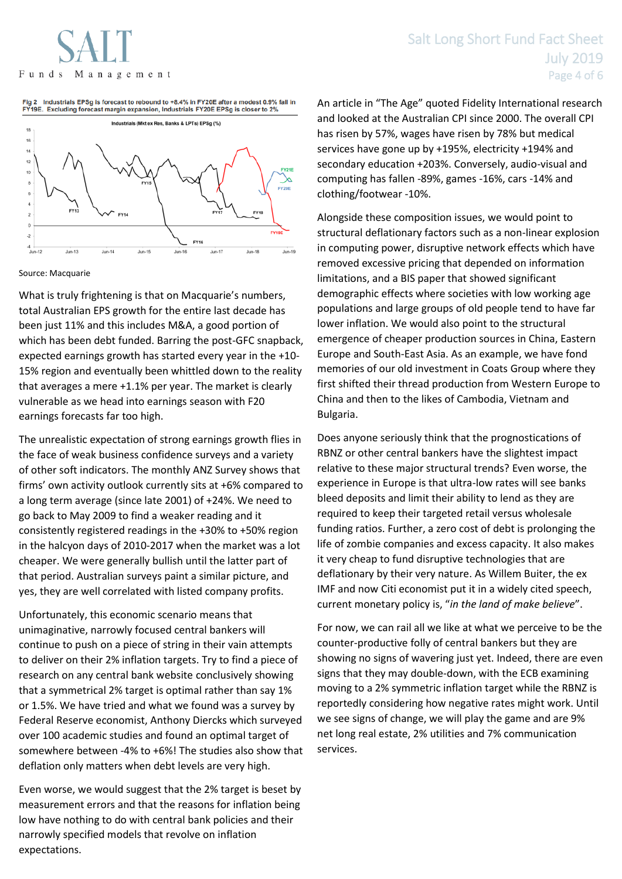Fig 2 Industrials EPSg is forecast to rebound to +8.4% in FY20E after a modest 0.9% fall in FY19E. Excluding forecast margin expansion, Industrials FY20E EPSg is closer to 2%

Source: Macquarie

What is truly frightening is that on Macquarie's numbers, total Australian EPS growth for the entire last decade has been just 11% and this includes M&A, a good portion of which has been debt funded. Barring the post-GFC snapback, expected earnings growth has started every year in the +10-15% region and eventually been whittled down to the reality that averages a mere +1.1% per year. The market is clearly vulnerable as we head into earnings season with F20 earnings forecasts far too high.

The unrealistic expectation of strong earnings growth flies in the face of weak business confidence surveys and a variety of other soft indicators. The monthly ANZ Survey shows that firms' own activity outlook currently sits at +6% compared to a long term average (since late 2001) of +24%. We need to go back to May 2009 to find a weaker reading and it consistently registered readings in the +30% to +50% region in the halcyon days of 2010-2017 when the market was a lot cheaper. We were generally bullish until the latter part of that period. Australian surveys paint a similar picture, and yes, they are well correlated with listed company profits.

Unfortunately, this economic scenario means that unimaginative, narrowly focused central bankers will continue to push on a piece of string in their vain attempts to deliver on their 2% inflation targets. Try to find a piece of research on any central bank website conclusively showing that a symmetrical 2% target is optimal rather than say 1% or 1.5%. We have tried and what we found was a survey by Federal Reserve economist, Anthony Diercks which surveyed over 100 academic studies and found an optimal target of somewhere between -4% to +6%! The studies also show that deflation only matters when debt levels are very high.

Even worse, we would suggest that the 2% target is beset by measurement errors and that the reasons for inflation being low have nothing to do with central bank policies and their narrowly specified models that revolve on inflation expectations.

An article in "The Age" quoted Fidelity International research and looked at the Australian CPI since 2000. The overall CPI has risen by 57%, wages have risen by 78% but medical services have gone up by +195%, electricity +194% and secondary education +203%. Conversely, audio-visual and computing has fallen -89%, games -16%, cars -14% and clothing/footwear -10%.

Alongside these composition issues, we would point to structural deflationary factors such as a non-linear explosion in computing power, disruptive network effects which have removed excessive pricing that depended on information limitations, and a BIS paper that showed significant demographic effects where societies with low working age populations and large groups of old people tend to have far lower inflation. We would also point to the structural emergence of cheaper production sources in China, Eastern Europe and South-East Asia. As an example, we have fond memories of our old investment in Coats Group where they first shifted their thread production from Western Europe to China and then to the likes of Cambodia, Vietnam and Bulgaria.

Does anyone seriously think that the prognostications of RBNZ or other central bankers have the slightest impact relative to these major structural trends? Even worse, the experience in Europe is that ultra-low rates will see banks bleed deposits and limit their ability to lend as they are required to keep their targeted retail versus wholesale funding ratios. Further, a zero cost of debt is prolonging the life of zombie companies and excess capacity. It also makes it very cheap to fund disruptive technologies that are deflationary by their very nature. As Willem Buiter, the ex IMF and now Citi economist put it in a widely cited speech, current monetary policy is, "*in the land of make believe*".

For now, we can rail all we like at what we perceive to be the counter-productive folly of central bankers but they are showing no signs of wavering just yet. Indeed, there are even signs that they may double-down, with the ECB examining moving to a 2% symmetric inflation target while the RBNZ is reportedly considering how negative rates might work. Until we see signs of change, we will play the game and are 9% net long real estate, 2% utilities and 7% communication services.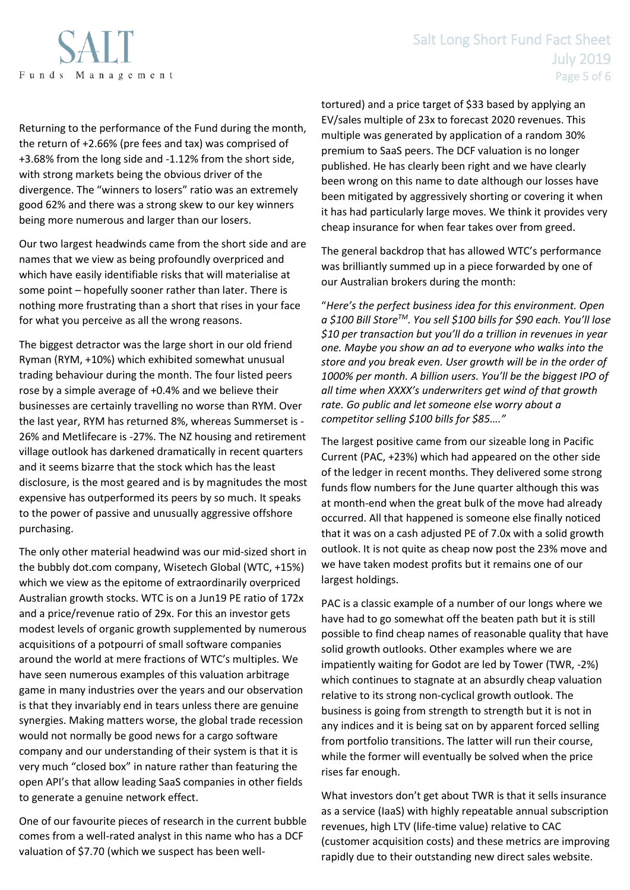Returning to the performance of the Fund during the month, the return of +2.66% (pre fees and tax) was comprised of +3.68% from the long side and -1.12% from the short side, with strong markets being the obvious driver of the divergence. The "winners to losers" ratio was an extremely good 62% and there was a strong skew to our key winners being more numerous and larger than our losers.

Our two largest headwinds came from the short side and are names that we view as being profoundly overpriced and which have easily identifiable risks that will materialise at some point – hopefully sooner rather than later. There is nothing more frustrating than a short that rises in your face for what you perceive as all the wrong reasons.

The biggest detractor was the large short in our old friend Ryman (RYM, +10%) which exhibited somewhat unusual trading behaviour during the month. The four listed peers rose by a simple average of +0.4% and we believe their businesses are certainly travelling no worse than RYM. Over the last year, RYM has returned 8%, whereas Summerset is -26% and Metlifecare is -27%. The NZ housing and retirement village outlook has darkened dramatically in recent quarters and it seems bizarre that the stock which has the least disclosure, is the most geared and is by magnitudes the most expensive has outperformed its peers by so much. It speaks to the power of passive and unusually aggressive offshore purchasing.

The only other material headwind was our mid-sized short in the bubbly dot.com company, Wisetech Global (WTC, +15%) which we view as the epitome of extraordinarily overpriced Australian growth stocks. WTC is on a Jun19 PE ratio of 172x and a price/revenue ratio of 29x. For this an investor gets modest levels of organic growth supplemented by numerous acquisitions of a potpourri of small software companies around the world at mere fractions of WTC's multiples. We have seen numerous examples of this valuation arbitrage game in many industries over the years and our observation is that they invariably end in tears unless there are genuine synergies. Making matters worse, the global trade recession would not normally be good news for a cargo software company and our understanding of their system is that it is very much "closed box" in nature rather than featuring the open API's that allow leading SaaS companies in other fields to generate a genuine network effect.

One of our favourite pieces of research in the current bubble comes from a well-rated analyst in this name who has a DCF valuation of $7.70 (which we suspect has been well-tortured) and a price target of $33 based by applying an EV/sales multiple of 23x to forecast 2020 revenues. This multiple was generated by application of a random 30% premium to SaaS peers. The DCF valuation is no longer published. He has clearly been right and we have clearly been wrong on this name to date although our losses have been mitigated by aggressively shorting or covering it when it has had particularly large moves. We think it provides very cheap insurance for when fear takes over from greed.

The general backdrop that has allowed WTC's performance was brilliantly summed up in a piece forwarded by one of our Australian brokers during the month:

"*Here's the perfect business idea for this environment. Open a $100 Bill Store™. You sell $100 bills for $90 each. You'll lose $10 per transaction but you'll do a trillion in revenues in year one. Maybe you show an ad to everyone who walks into the store and you break even. User growth will be in the order of 1000% per month. A billion users. You'll be the biggest IPO of all time when XXXX's underwriters get wind of that growth rate. Go public and let someone else worry about a competitor selling $100 bills for $85…."*

The largest positive came from our sizeable long in Pacific Current (PAC, +23%) which had appeared on the other side of the ledger in recent months. They delivered some strong funds flow numbers for the June quarter although this was at month-end when the great bulk of the move had already occurred. All that happened is someone else finally noticed that it was on a cash adjusted PE of 7.0x with a solid growth outlook. It is not quite as cheap now post the 23% move and we have taken modest profits but it remains one of our largest holdings.

PAC is a classic example of a number of our longs where we have had to go somewhat off the beaten path but it is still possible to find cheap names of reasonable quality that have solid growth outlooks. Other examples where we are impatiently waiting for Godot are led by Tower (TWR, -2%) which continues to stagnate at an absurdly cheap valuation relative to its strong non-cyclical growth outlook. The business is going from strength to strength but it is not in any indices and it is being sat on by apparent forced selling from portfolio transitions. The latter will run their course, while the former will eventually be solved when the price rises far enough.

What investors don't get about TWR is that it sells insurance as a service (IaaS) with highly repeatable annual subscription revenues, high LTV (life-time value) relative to CAC (customer acquisition costs) and these metrics are improving rapidly due to their outstanding new direct sales website.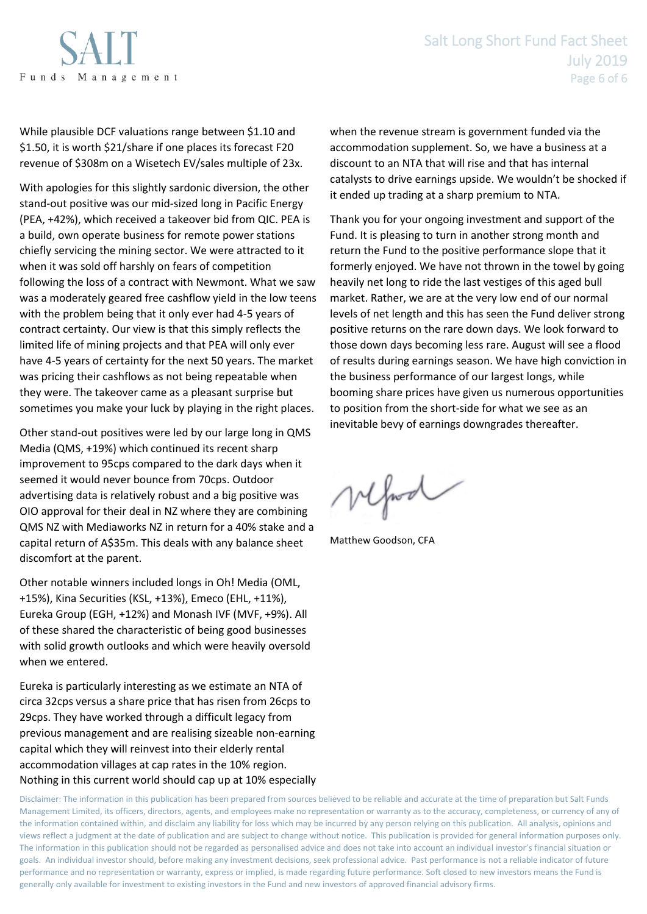While plausible DCF valuations range between $1.10 and $1.50, it is worth $21/share if one places its forecast F20 revenue of $308m on a Wisetech EV/sales multiple of 23x.

With apologies for this slightly sardonic diversion, the other stand-out positive was our mid-sized long in Pacific Energy (PEA, +42%), which received a takeover bid from QIC. PEA is a build, own operate business for remote power stations chiefly servicing the mining sector. We were attracted to it when it was sold off harshly on fears of competition following the loss of a contract with Newmont. What we saw was a moderately geared free cashflow yield in the low teens with the problem being that it only ever had 4-5 years of contract certainty. Our view is that this simply reflects the limited life of mining projects and that PEA will only ever have 4-5 years of certainty for the next 50 years. The market was pricing their cashflows as not being repeatable when they were. The takeover came as a pleasant surprise but sometimes you make your luck by playing in the right places.

Other stand-out positives were led by our large long in QMS Media (QMS, +19%) which continued its recent sharp improvement to 95cps compared to the dark days when it seemed it would never bounce from 70cps. Outdoor advertising data is relatively robust and a big positive was OIO approval for their deal in NZ where they are combining QMS NZ with Mediaworks NZ in return for a 40% stake and a capital return of A$35m. This deals with any balance sheet discomfort at the parent.

Other notable winners included longs in Oh! Media (OML, +15%), Kina Securities (KSL, +13%), Emeco (EHL, +11%), Eureka Group (EGH, +12%) and Monash IVF (MVF, +9%). All of these shared the characteristic of being good businesses with solid growth outlooks and which were heavily oversold when we entered.

Eureka is particularly interesting as we estimate an NTA of circa 32cps versus a share price that has risen from 26cps to 29cps. They have worked through a difficult legacy from previous management and are realising sizeable non-earning capital which they will reinvest into their elderly rental accommodation villages at cap rates in the 10% region. Nothing in this current world should cap up at 10% especially when the revenue stream is government funded via the accommodation supplement. So, we have a business at a discount to an NTA that will rise and that has internal catalysts to drive earnings upside. We wouldn't be shocked if it ended up trading at a sharp premium to NTA.

Thank you for your ongoing investment and support of the Fund. It is pleasing to turn in another strong month and return the Fund to the positive performance slope that it formerly enjoyed. We have not thrown in the towel by going heavily net long to ride the last vestiges of this aged bull market. Rather, we are at the very low end of our normal levels of net length and this has seen the Fund deliver strong positive returns on the rare down days. We look forward to those down days becoming less rare. August will see a flood of results during earnings season. We have high conviction in the business performance of our largest longs, while booming share prices have given us numerous opportunities to position from the short-side for what we see as an inevitable bevy of earnings downgrades thereafter.

Matthew Goodson, CFA

Disclaimer: The information in this publication has been prepared from sources believed to be reliable and accurate at the time of preparation but Salt Funds Management Limited, its officers, directors, agents, and employees make no representation or warranty as to the accuracy, completeness, or currency of any of the information contained within, and disclaim any liability for loss which may be incurred by any person relying on this publication. All analysis, opinions and views reflect a judgment at the date of publication and are subject to change without notice. This publication is provided for general information purposes only. The information in this publication should not be regarded as personalised advice and does not take into account an individual investor's financial situation or goals. An individual investor should, before making any investment decisions, seek professional advice. Past performance is not a reliable indicator of future performance and no representation or warranty, express or implied, is made regarding future performance. Soft closed to new investors means the Fund is generally only available for investment to existing investors in the Fund and new investors of approved financial advisory firms.